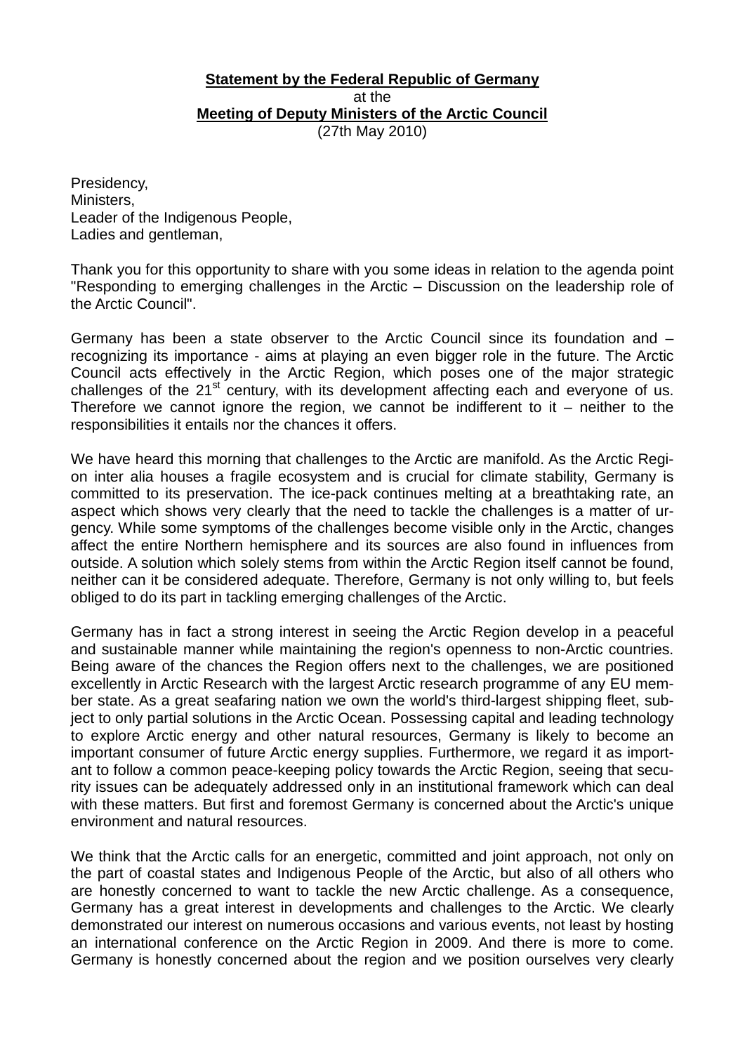**Statement by the Federal Republic of Germany**
at the
**Meeting of Deputy Ministers of the Arctic Council**
(27th May 2010)

Presidency,
Ministers,
Leader of the Indigenous People,
Ladies and gentleman,

Thank you for this opportunity to share with you some ideas in relation to the agenda point "Responding to emerging challenges in the Arctic – Discussion on the leadership role of the Arctic Council".

Germany has been a state observer to the Arctic Council since its foundation and – recognizing its importance - aims at playing an even bigger role in the future. The Arctic Council acts effectively in the Arctic Region, which poses one of the major strategic challenges of the 21st century, with its development affecting each and everyone of us. Therefore we cannot ignore the region, we cannot be indifferent to it – neither to the responsibilities it entails nor the chances it offers.

We have heard this morning that challenges to the Arctic are manifold. As the Arctic Region inter alia houses a fragile ecosystem and is crucial for climate stability, Germany is committed to its preservation. The ice-pack continues melting at a breathtaking rate, an aspect which shows very clearly that the need to tackle the challenges is a matter of urgency. While some symptoms of the challenges become visible only in the Arctic, changes affect the entire Northern hemisphere and its sources are also found in influences from outside. A solution which solely stems from within the Arctic Region itself cannot be found, neither can it be considered adequate. Therefore, Germany is not only willing to, but feels obliged to do its part in tackling emerging challenges of the Arctic.

Germany has in fact a strong interest in seeing the Arctic Region develop in a peaceful and sustainable manner while maintaining the region's openness to non-Arctic countries. Being aware of the chances the Region offers next to the challenges, we are positioned excellently in Arctic Research with the largest Arctic research programme of any EU member state. As a great seafaring nation we own the world's third-largest shipping fleet, subject to only partial solutions in the Arctic Ocean. Possessing capital and leading technology to explore Arctic energy and other natural resources, Germany is likely to become an important consumer of future Arctic energy supplies. Furthermore, we regard it as important to follow a common peace-keeping policy towards the Arctic Region, seeing that security issues can be adequately addressed only in an institutional framework which can deal with these matters. But first and foremost Germany is concerned about the Arctic's unique environment and natural resources.

We think that the Arctic calls for an energetic, committed and joint approach, not only on the part of coastal states and Indigenous People of the Arctic, but also of all others who are honestly concerned to want to tackle the new Arctic challenge. As a consequence, Germany has a great interest in developments and challenges to the Arctic. We clearly demonstrated our interest on numerous occasions and various events, not least by hosting an international conference on the Arctic Region in 2009. And there is more to come. Germany is honestly concerned about the region and we position ourselves very clearly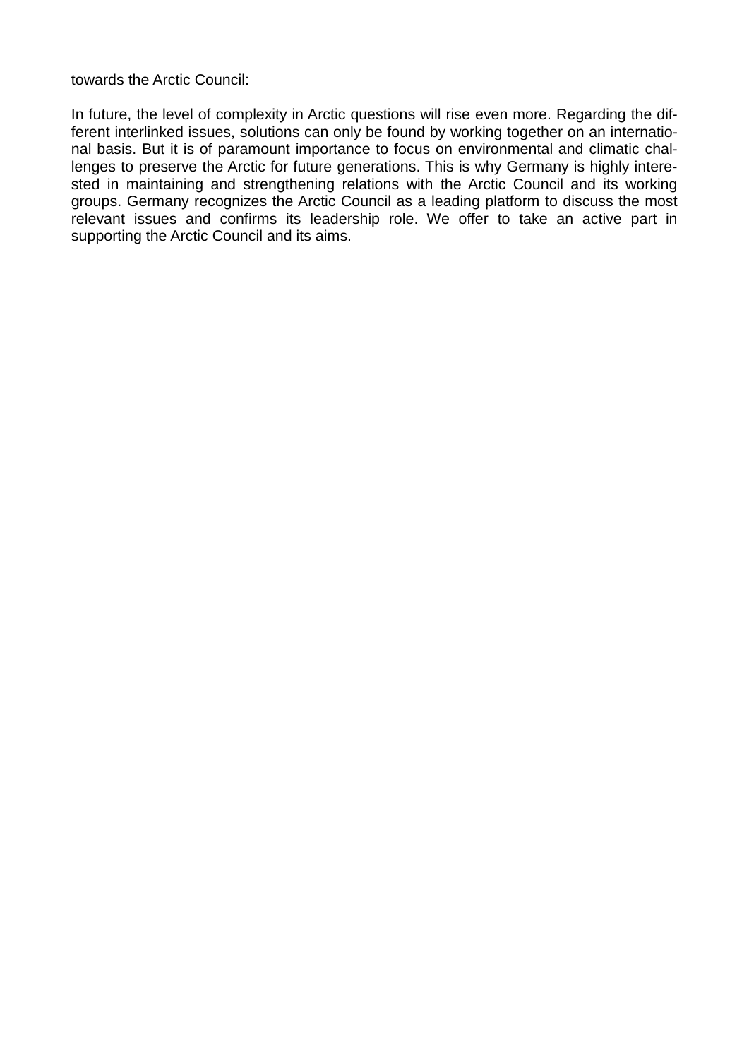towards the Arctic Council:

In future, the level of complexity in Arctic questions will rise even more. Regarding the different interlinked issues, solutions can only be found by working together on an international basis. But it is of paramount importance to focus on environmental and climatic challenges to preserve the Arctic for future generations. This is why Germany is highly interested in maintaining and strengthening relations with the Arctic Council and its working groups. Germany recognizes the Arctic Council as a leading platform to discuss the most relevant issues and confirms its leadership role. We offer to take an active part in supporting the Arctic Council and its aims.